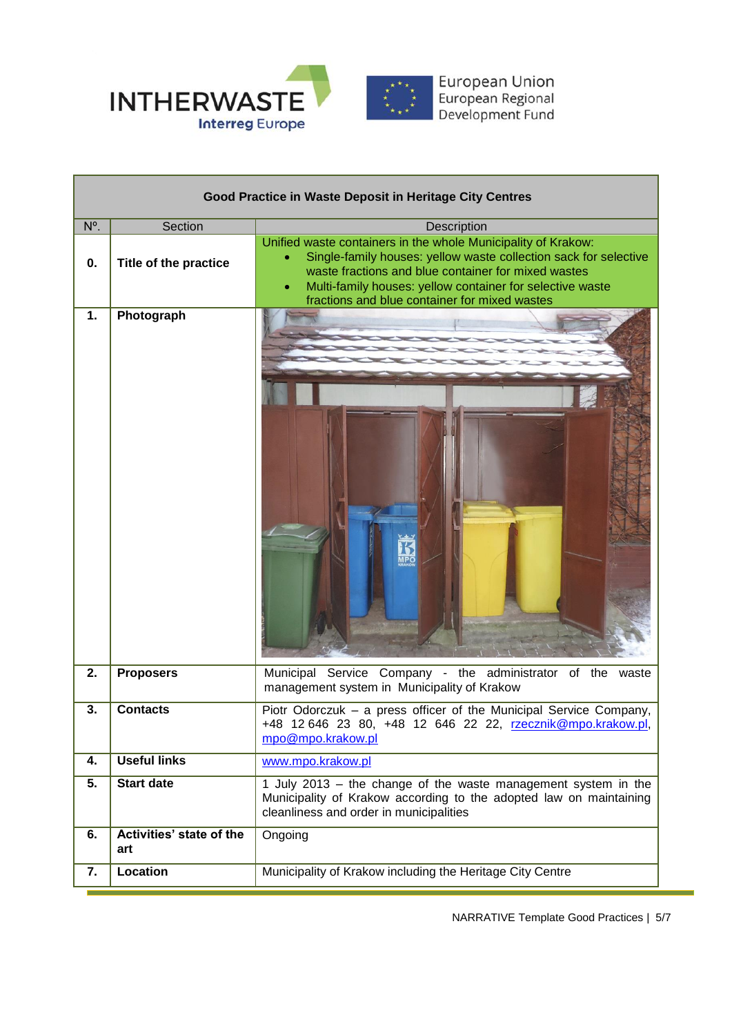| Good Practice in Waste Deposit in Heritage City Centres | | |
|---|---|---|
| Nº. | Section | Description |
| **0.** | **Title of the practice** | Unified waste containers in the whole Municipality of Krakow:<br>• Single-family houses: yellow waste collection sack for selective waste fractions and blue container for mixed wastes<br>• Multi-family houses: yellow container for selective waste fractions and blue container for mixed wastes |
| **1.** | **Photograph** | |
| **2.** | **Proposers** | Municipal Service Company - the administrator of the waste management system in Municipality of Krakow |
| **3.** | **Contacts** | Piotr Odorczuk – a press officer of the Municipal Service Company, +48 12 646 23 80, +48 12 646 22 22, rzecznik@mpo.krakow.pl, mpo@mpo.krakow.pl |
| **4.** | **Useful links** | www.mpo.krakow.pl |
| **5.** | **Start date** | 1 July 2013 – the change of the waste management system in the Municipality of Krakow according to the adopted law on maintaining cleanliness and order in municipalities |
| **6.** | **Activities' state of the art** | Ongoing |
| **7.** | **Location** | Municipality of Krakow including the Heritage City Centre |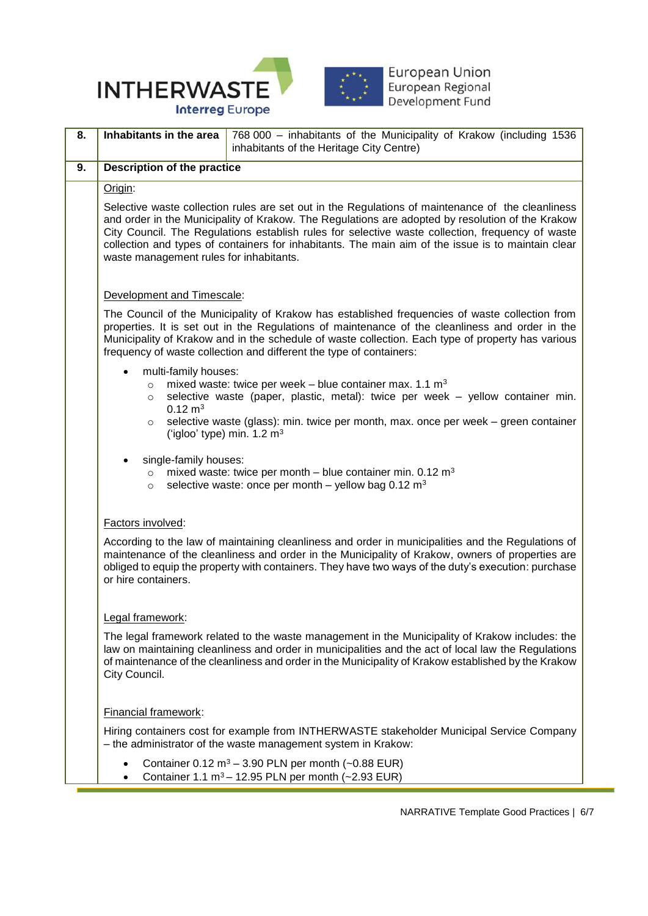| 8. | **Inhabitants in the area** | 768 000 – inhabitants of the Municipality of Krakow (including 1536 inhabitants of the Heritage City Centre) |
|---|---|---|

| 9. | **Description of the practice** |
|---|---|

Origin:

Selective waste collection rules are set out in the Regulations of maintenance of the cleanliness and order in the Municipality of Krakow. The Regulations are adopted by resolution of the Krakow City Council. The Regulations establish rules for selective waste collection, frequency of waste collection and types of containers for inhabitants. The main aim of the issue is to maintain clear waste management rules for inhabitants.

Development and Timescale:

The Council of the Municipality of Krakow has established frequencies of waste collection from properties. It is set out in the Regulations of maintenance of the cleanliness and order in the Municipality of Krakow and in the schedule of waste collection. Each type of property has various frequency of waste collection and different the type of containers:

- multi-family houses:
  - mixed waste: twice per week – blue container max. 1.1 $m^3$
  - selective waste (paper, plastic, metal): twice per week – yellow container min. 0.12 $m^3$
  - selective waste (glass): min. twice per month, max. once per week – green container ('igloo' type) min. 1.2 $m^3$
- single-family houses:
  - mixed waste: twice per month – blue container min. 0.12 $m^3$
  - selective waste: once per month – yellow bag 0.12 $m^3$

Factors involved:

According to the law of maintaining cleanliness and order in municipalities and the Regulations of maintenance of the cleanliness and order in the Municipality of Krakow, owners of properties are obliged to equip the property with containers. They have two ways of the duty's execution: purchase or hire containers.

Legal framework:

The legal framework related to the waste management in the Municipality of Krakow includes: the law on maintaining cleanliness and order in municipalities and the act of local law the Regulations of maintenance of the cleanliness and order in the Municipality of Krakow established by the Krakow City Council.

Financial framework:

Hiring containers cost for example from INTHERWASTE stakeholder Municipal Service Company – the administrator of the waste management system in Krakow:

- Container 0.12 $m^3$ – 3.90 PLN per month (~0.88 EUR)
- Container 1.1 $m^3$ – 12.95 PLN per month (~2.93 EUR)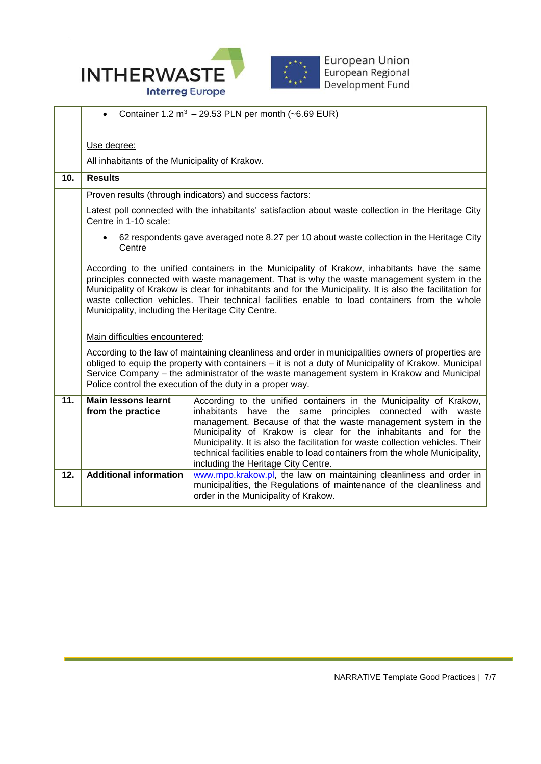| | | |
|---|---|---|
| | • Container 1.2 $m^3$ – 29.53 PLN per month (~6.69 EUR)<br><br>Use degree:<br>All inhabitants of the Municipality of Krakow. | |
| **10.** | **Results** | |
| | Proven results (through indicators) and success factors:<br><br>Latest poll connected with the inhabitants' satisfaction about waste collection in the Heritage City Centre in 1-10 scale:<br><br>• 62 respondents gave averaged note 8.27 per 10 about waste collection in the Heritage City Centre<br><br>According to the unified containers in the Municipality of Krakow, inhabitants have the same principles connected with waste management. That is why the waste management system in the Municipality of Krakow is clear for inhabitants and for the Municipality. It is also the facilitation for waste collection vehicles. Their technical facilities enable to load containers from the whole Municipality, including the Heritage City Centre.<br><br>Main difficulties encountered:<br><br>According to the law of maintaining cleanliness and order in municipalities owners of properties are obliged to equip the property with containers – it is not a duty of Municipality of Krakow. Municipal Service Company – the administrator of the waste management system in Krakow and Municipal Police control the execution of the duty in a proper way. | |
| **11.** | **Main lessons learnt from the practice** | According to the unified containers in the Municipality of Krakow, inhabitants have the same principles connected with waste management. Because of that the waste management system in the Municipality of Krakow is clear for the inhabitants and for the Municipality. It is also the facilitation for waste collection vehicles. Their technical facilities enable to load containers from the whole Municipality, including the Heritage City Centre. |
| **12.** | **Additional information** | www.mpo.krakow.pl, the law on maintaining cleanliness and order in municipalities, the Regulations of maintenance of the cleanliness and order in the Municipality of Krakow. |